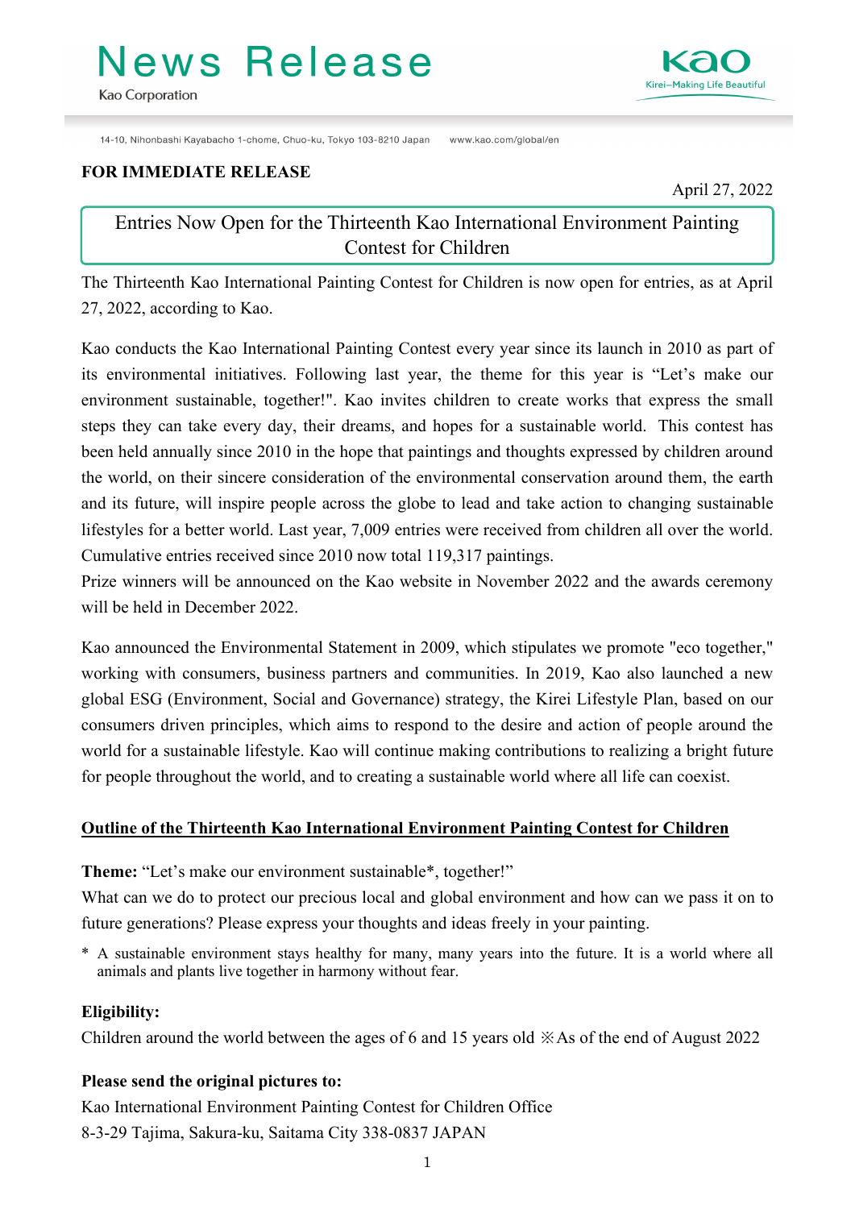# News Release

Kao Corporation

14-10, Nihonbashi Kayabacho 1-chome, Chuo-ku, Tokyo 103-8210 Japan www.kao.com/global/en

**FOR IMMEDIATE RELEASE**

April 27, 2022

## Entries Now Open for the Thirteenth Kao International Environment Painting Contest for Children

The Thirteenth Kao International Painting Contest for Children is now open for entries, as at April 27, 2022, according to Kao.

Kao conducts the Kao International Painting Contest every year since its launch in 2010 as part of its environmental initiatives. Following last year, the theme for this year is "Let's make our environment sustainable, together!". Kao invites children to create works that express the small steps they can take every day, their dreams, and hopes for a sustainable world. This contest has been held annually since 2010 in the hope that paintings and thoughts expressed by children around the world, on their sincere consideration of the environmental conservation around them, the earth and its future, will inspire people across the globe to lead and take action to changing sustainable lifestyles for a better world. Last year, 7,009 entries were received from children all over the world. Cumulative entries received since 2010 now total 119,317 paintings.

Prize winners will be announced on the Kao website in November 2022 and the awards ceremony will be held in December 2022.

Kao announced the Environmental Statement in 2009, which stipulates we promote "eco together," working with consumers, business partners and communities. In 2019, Kao also launched a new global ESG (Environment, Social and Governance) strategy, the Kirei Lifestyle Plan, based on our consumers driven principles, which aims to respond to the desire and action of people around the world for a sustainable lifestyle. Kao will continue making contributions to realizing a bright future for people throughout the world, and to creating a sustainable world where all life can coexist.

### Outline of the Thirteenth Kao International Environment Painting Contest for Children

**Theme:** "Let's make our environment sustainable*, together!"

What can we do to protect our precious local and global environment and how can we pass it on to future generations? Please express your thoughts and ideas freely in your painting.

\* A sustainable environment stays healthy for many, many years into the future. It is a world where all animals and plants live together in harmony without fear.

**Eligibility:**

Children around the world between the ages of 6 and 15 years old ※As of the end of August 2022

**Please send the original pictures to:**

Kao International Environment Painting Contest for Children Office
8-3-29 Tajima, Sakura-ku, Saitama City 338-0837 JAPAN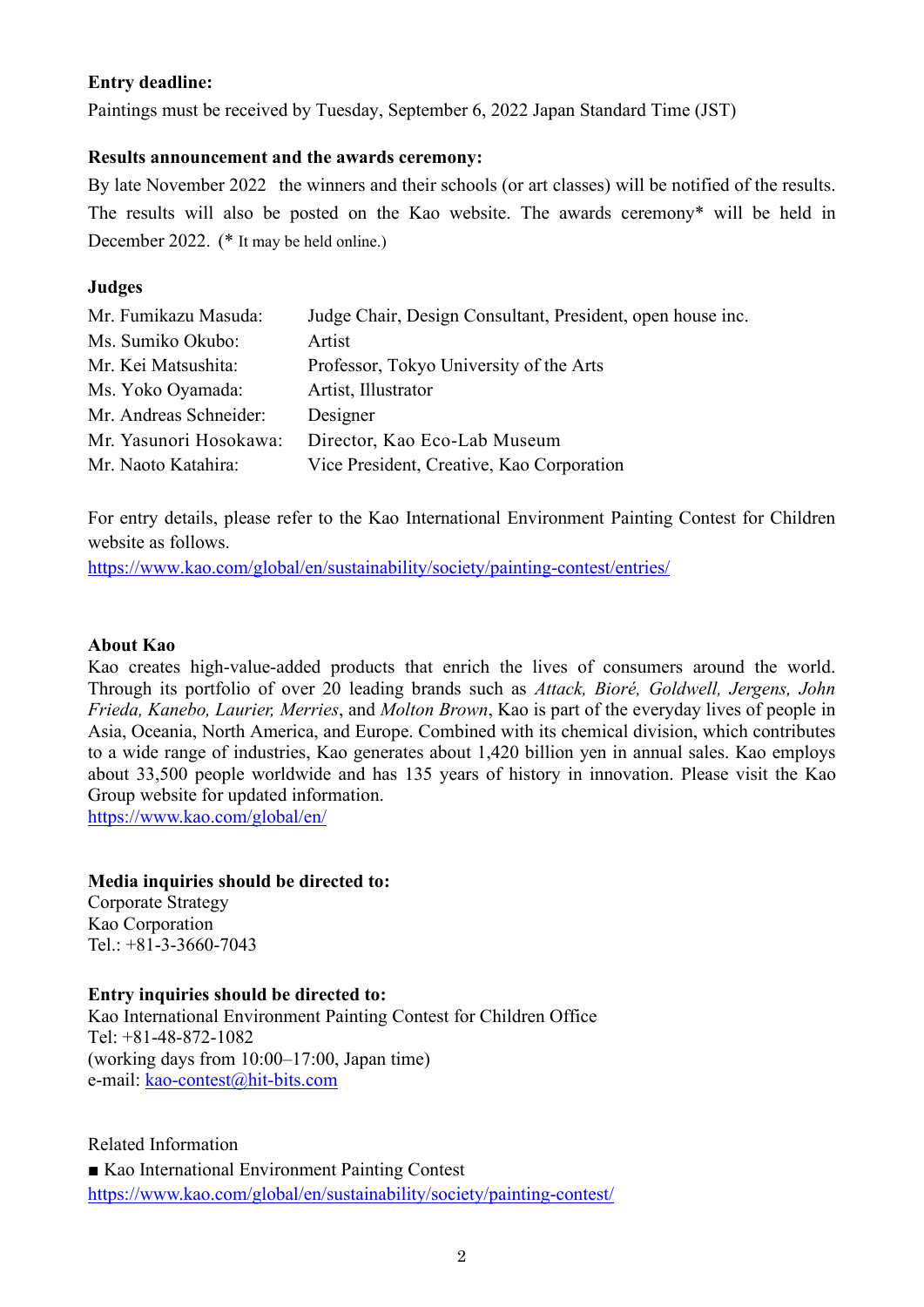**Entry deadline:**

Paintings must be received by Tuesday, September 6, 2022 Japan Standard Time (JST)

**Results announcement and the awards ceremony:**

By late November 2022 the winners and their schools (or art classes) will be notified of the results. The results will also be posted on the Kao website. The awards ceremony* will be held in December 2022. (* It may be held online.)

**Judges**

| | |
|---|---|
| Mr. Fumikazu Masuda: | Judge Chair, Design Consultant, President, open house inc. |
| Ms. Sumiko Okubo: | Artist |
| Mr. Kei Matsushita: | Professor, Tokyo University of the Arts |
| Ms. Yoko Oyamada: | Artist, Illustrator |
| Mr. Andreas Schneider: | Designer |
| Mr. Yasunori Hosokawa: | Director, Kao Eco-Lab Museum |
| Mr. Naoto Katahira: | Vice President, Creative, Kao Corporation |

For entry details, please refer to the Kao International Environment Painting Contest for Children website as follows.
https://www.kao.com/global/en/sustainability/society/painting-contest/entries/

**About Kao**

Kao creates high-value-added products that enrich the lives of consumers around the world. Through its portfolio of over 20 leading brands such as *Attack, Bioré, Goldwell, Jergens, John Frieda, Kanebo, Laurier, Merries*, and *Molton Brown*, Kao is part of the everyday lives of people in Asia, Oceania, North America, and Europe. Combined with its chemical division, which contributes to a wide range of industries, Kao generates about 1,420 billion yen in annual sales. Kao employs about 33,500 people worldwide and has 135 years of history in innovation. Please visit the Kao Group website for updated information.
https://www.kao.com/global/en/

**Media inquiries should be directed to:**
Corporate Strategy
Kao Corporation
Tel.: +81-3-3660-7043

**Entry inquiries should be directed to:**
Kao International Environment Painting Contest for Children Office
Tel: +81-48-872-1082
(working days from 10:00–17:00, Japan time)
e-mail: kao-contest@hit-bits.com

Related Information

■ Kao International Environment Painting Contest
https://www.kao.com/global/en/sustainability/society/painting-contest/